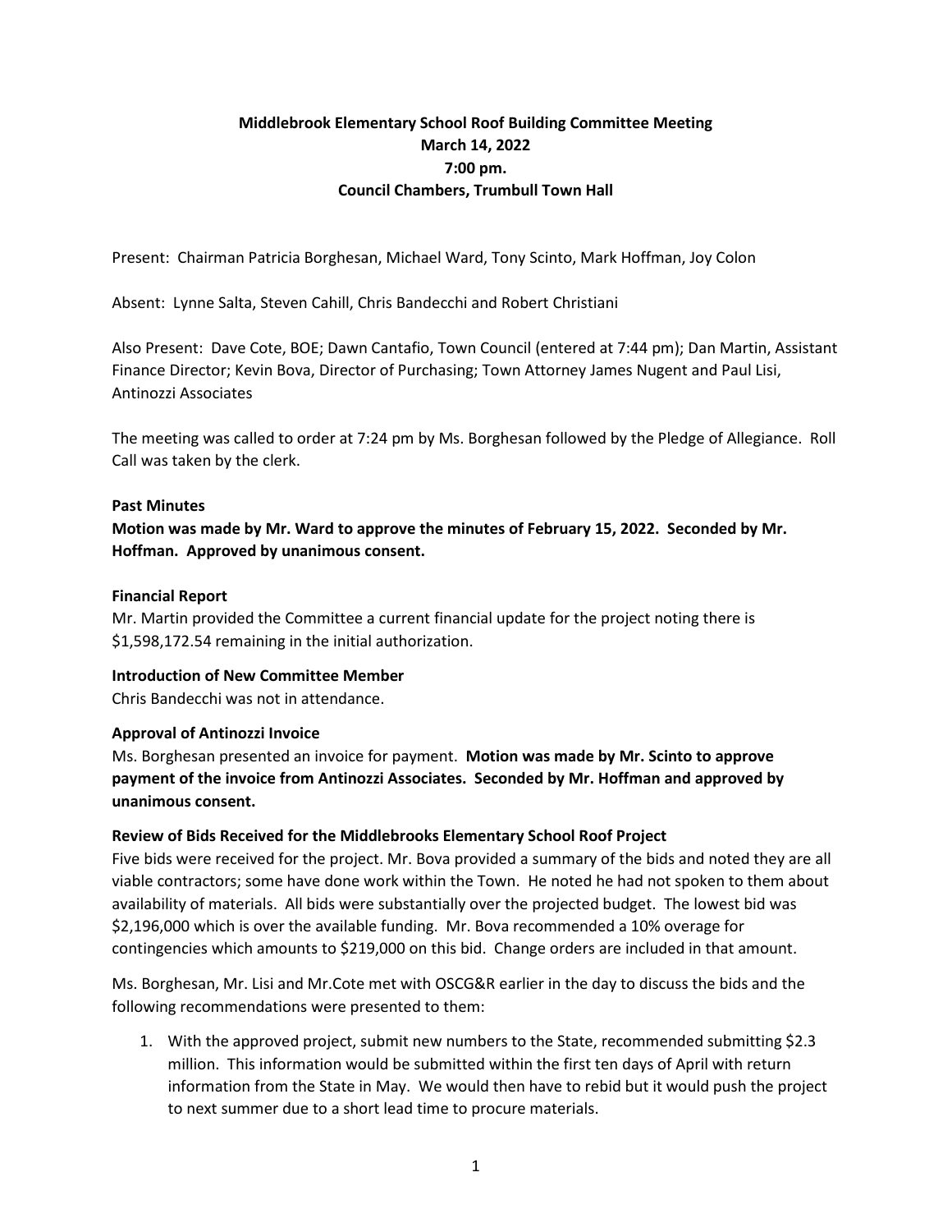# Middlebrook Elementary School Roof Building Committee Meeting
## March 14, 2022
## 7:00 pm.
## Council Chambers, Trumbull Town Hall

Present: Chairman Patricia Borghesan, Michael Ward, Tony Scinto, Mark Hoffman, Joy Colon

Absent: Lynne Salta, Steven Cahill, Chris Bandecchi and Robert Christiani

Also Present: Dave Cote, BOE; Dawn Cantafio, Town Council (entered at 7:44 pm); Dan Martin, Assistant Finance Director; Kevin Bova, Director of Purchasing; Town Attorney James Nugent and Paul Lisi, Antinozzi Associates

The meeting was called to order at 7:24 pm by Ms. Borghesan followed by the Pledge of Allegiance. Roll Call was taken by the clerk.

**Past Minutes**

**Motion was made by Mr. Ward to approve the minutes of February 15, 2022. Seconded by Mr. Hoffman. Approved by unanimous consent.**

**Financial Report**

Mr. Martin provided the Committee a current financial update for the project noting there is $1,598,172.54 remaining in the initial authorization.

**Introduction of New Committee Member**

Chris Bandecchi was not in attendance.

**Approval of Antinozzi Invoice**

Ms. Borghesan presented an invoice for payment. **Motion was made by Mr. Scinto to approve payment of the invoice from Antinozzi Associates. Seconded by Mr. Hoffman and approved by unanimous consent.**

**Review of Bids Received for the Middlebrooks Elementary School Roof Project**

Five bids were received for the project. Mr. Bova provided a summary of the bids and noted they are all viable contractors; some have done work within the Town. He noted he had not spoken to them about availability of materials. All bids were substantially over the projected budget. The lowest bid was $2,196,000 which is over the available funding. Mr. Bova recommended a 10% overage for contingencies which amounts to $219,000 on this bid. Change orders are included in that amount.

Ms. Borghesan, Mr. Lisi and Mr.Cote met with OSCG&R earlier in the day to discuss the bids and the following recommendations were presented to them:

1. With the approved project, submit new numbers to the State, recommended submitting $2.3 million. This information would be submitted within the first ten days of April with return information from the State in May. We would then have to rebid but it would push the project to next summer due to a short lead time to procure materials.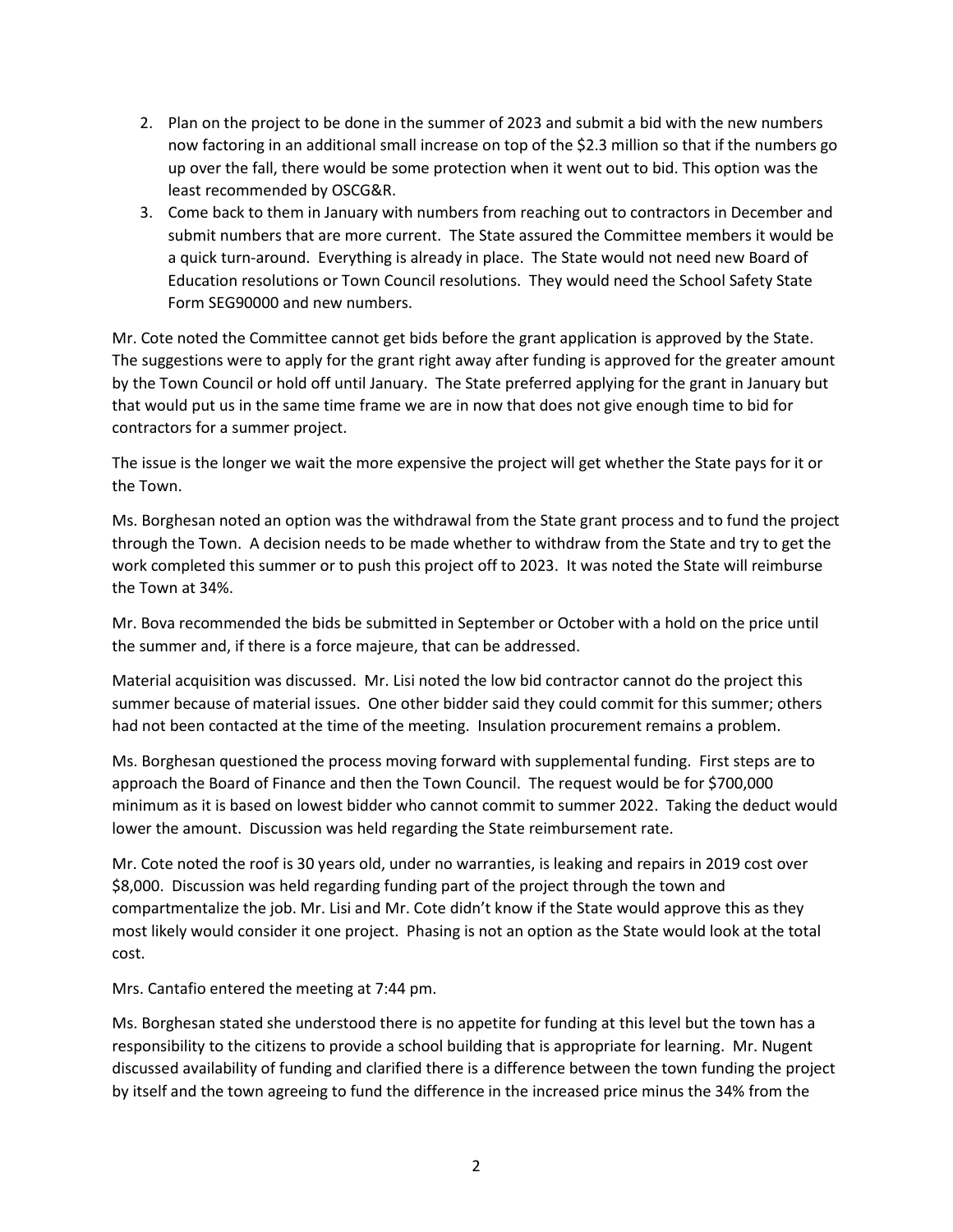2. Plan on the project to be done in the summer of 2023 and submit a bid with the new numbers now factoring in an additional small increase on top of the $2.3 million so that if the numbers go up over the fall, there would be some protection when it went out to bid. This option was the least recommended by OSCG&R.
3. Come back to them in January with numbers from reaching out to contractors in December and submit numbers that are more current. The State assured the Committee members it would be a quick turn-around. Everything is already in place. The State would not need new Board of Education resolutions or Town Council resolutions. They would need the School Safety State Form SEG90000 and new numbers.

Mr. Cote noted the Committee cannot get bids before the grant application is approved by the State. The suggestions were to apply for the grant right away after funding is approved for the greater amount by the Town Council or hold off until January. The State preferred applying for the grant in January but that would put us in the same time frame we are in now that does not give enough time to bid for contractors for a summer project.

The issue is the longer we wait the more expensive the project will get whether the State pays for it or the Town.

Ms. Borghesan noted an option was the withdrawal from the State grant process and to fund the project through the Town. A decision needs to be made whether to withdraw from the State and try to get the work completed this summer or to push this project off to 2023. It was noted the State will reimburse the Town at 34%.

Mr. Bova recommended the bids be submitted in September or October with a hold on the price until the summer and, if there is a force majeure, that can be addressed.

Material acquisition was discussed. Mr. Lisi noted the low bid contractor cannot do the project this summer because of material issues. One other bidder said they could commit for this summer; others had not been contacted at the time of the meeting. Insulation procurement remains a problem.

Ms. Borghesan questioned the process moving forward with supplemental funding. First steps are to approach the Board of Finance and then the Town Council. The request would be for $700,000 minimum as it is based on lowest bidder who cannot commit to summer 2022. Taking the deduct would lower the amount. Discussion was held regarding the State reimbursement rate.

Mr. Cote noted the roof is 30 years old, under no warranties, is leaking and repairs in 2019 cost over $8,000. Discussion was held regarding funding part of the project through the town and compartmentalize the job. Mr. Lisi and Mr. Cote didn't know if the State would approve this as they most likely would consider it one project. Phasing is not an option as the State would look at the total cost.

Mrs. Cantafio entered the meeting at 7:44 pm.

Ms. Borghesan stated she understood there is no appetite for funding at this level but the town has a responsibility to the citizens to provide a school building that is appropriate for learning. Mr. Nugent discussed availability of funding and clarified there is a difference between the town funding the project by itself and the town agreeing to fund the difference in the increased price minus the 34% from the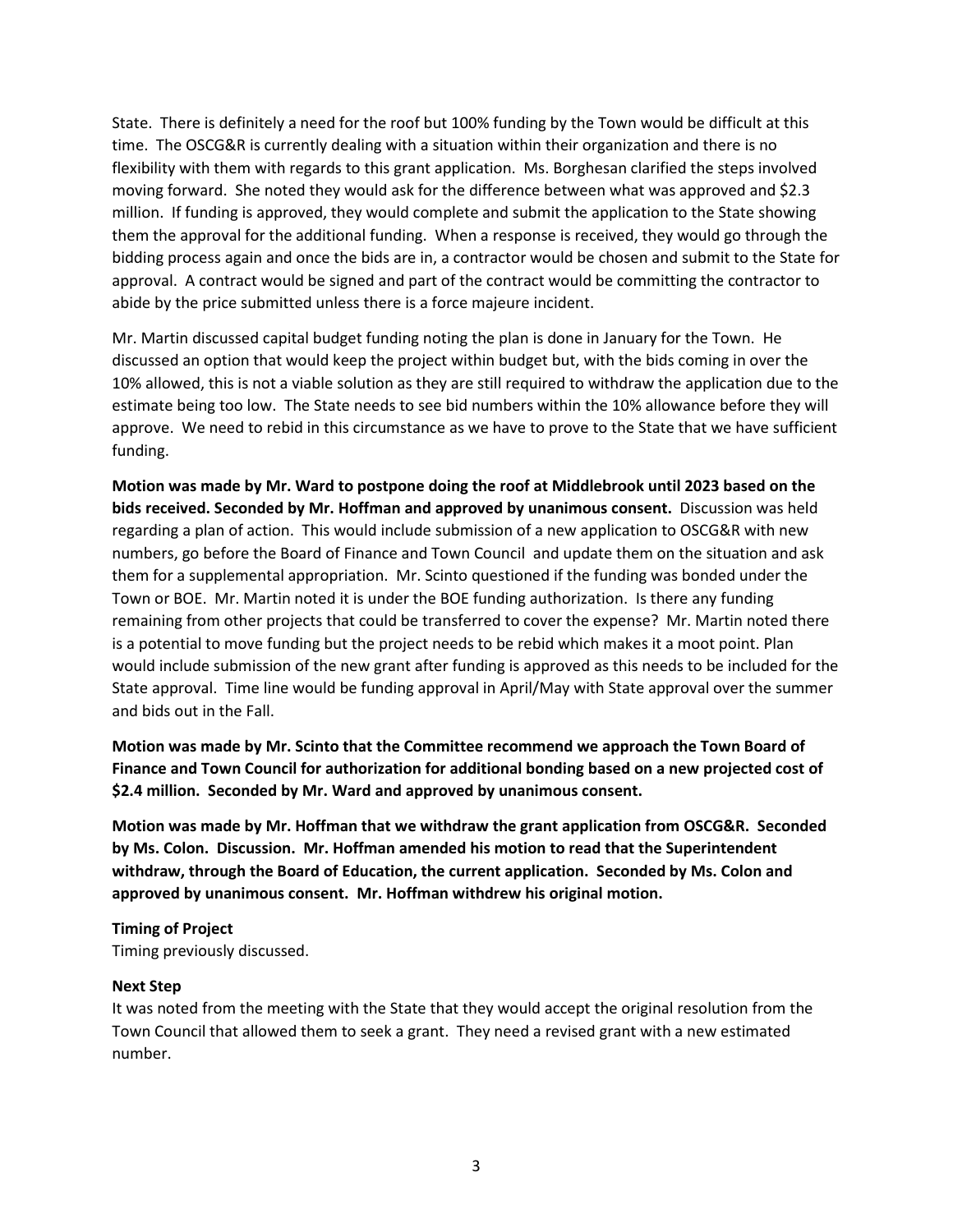State. There is definitely a need for the roof but 100% funding by the Town would be difficult at this time. The OSCG&R is currently dealing with a situation within their organization and there is no flexibility with them with regards to this grant application. Ms. Borghesan clarified the steps involved moving forward. She noted they would ask for the difference between what was approved and $2.3 million. If funding is approved, they would complete and submit the application to the State showing them the approval for the additional funding. When a response is received, they would go through the bidding process again and once the bids are in, a contractor would be chosen and submit to the State for approval. A contract would be signed and part of the contract would be committing the contractor to abide by the price submitted unless there is a force majeure incident.

Mr. Martin discussed capital budget funding noting the plan is done in January for the Town. He discussed an option that would keep the project within budget but, with the bids coming in over the 10% allowed, this is not a viable solution as they are still required to withdraw the application due to the estimate being too low. The State needs to see bid numbers within the 10% allowance before they will approve. We need to rebid in this circumstance as we have to prove to the State that we have sufficient funding.

**Motion was made by Mr. Ward to postpone doing the roof at Middlebrook until 2023 based on the bids received. Seconded by Mr. Hoffman and approved by unanimous consent.** Discussion was held regarding a plan of action. This would include submission of a new application to OSCG&R with new numbers, go before the Board of Finance and Town Council and update them on the situation and ask them for a supplemental appropriation. Mr. Scinto questioned if the funding was bonded under the Town or BOE. Mr. Martin noted it is under the BOE funding authorization. Is there any funding remaining from other projects that could be transferred to cover the expense? Mr. Martin noted there is a potential to move funding but the project needs to be rebid which makes it a moot point. Plan would include submission of the new grant after funding is approved as this needs to be included for the State approval. Time line would be funding approval in April/May with State approval over the summer and bids out in the Fall.

**Motion was made by Mr. Scinto that the Committee recommend we approach the Town Board of Finance and Town Council for authorization for additional bonding based on a new projected cost of $2.4 million. Seconded by Mr. Ward and approved by unanimous consent.**

**Motion was made by Mr. Hoffman that we withdraw the grant application from OSCG&R. Seconded by Ms. Colon. Discussion. Mr. Hoffman amended his motion to read that the Superintendent withdraw, through the Board of Education, the current application. Seconded by Ms. Colon and approved by unanimous consent. Mr. Hoffman withdrew his original motion.**

**Timing of Project**

Timing previously discussed.

**Next Step**

It was noted from the meeting with the State that they would accept the original resolution from the Town Council that allowed them to seek a grant. They need a revised grant with a new estimated number.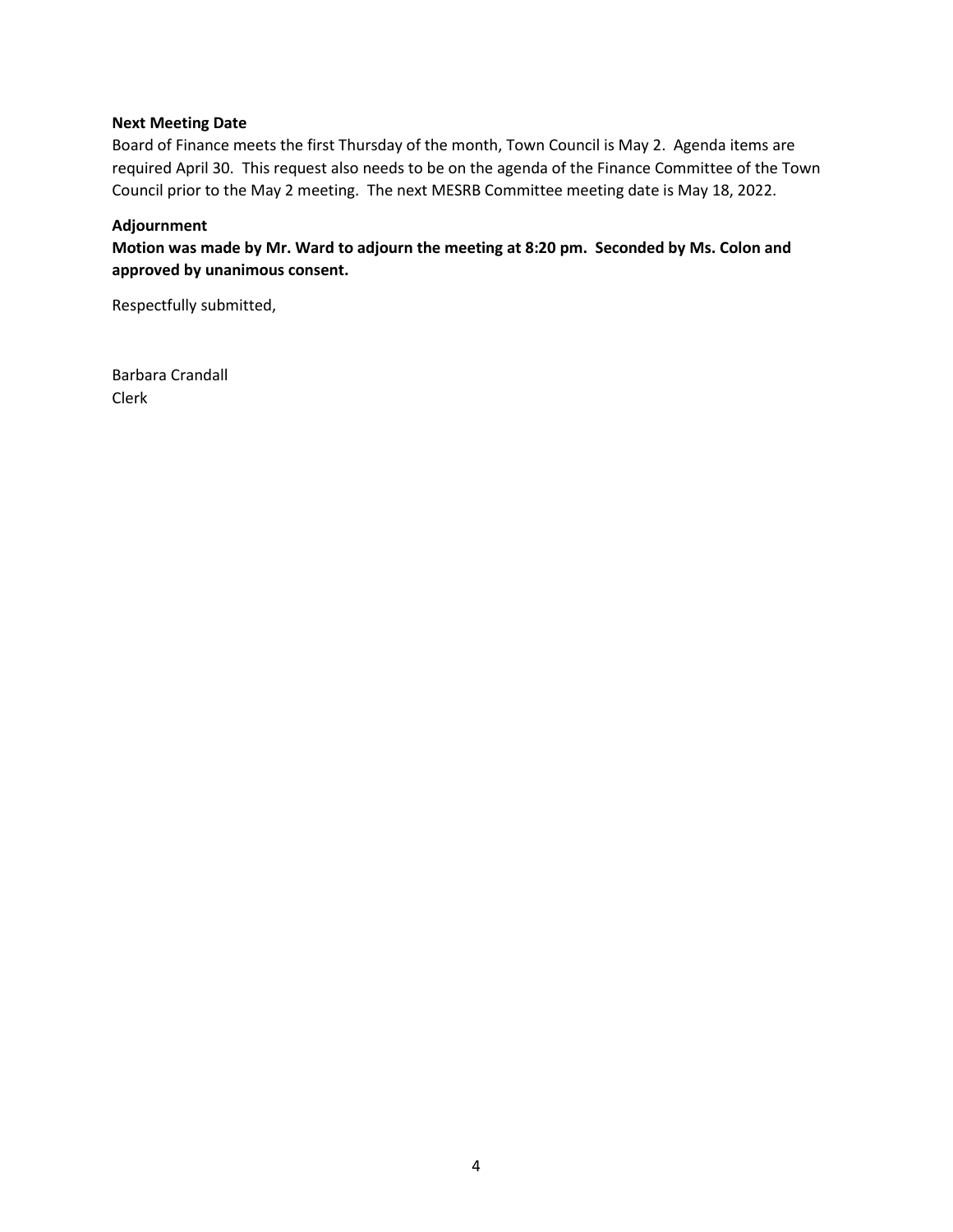**Next Meeting Date**

Board of Finance meets the first Thursday of the month, Town Council is May 2. Agenda items are required April 30. This request also needs to be on the agenda of the Finance Committee of the Town Council prior to the May 2 meeting. The next MESRB Committee meeting date is May 18, 2022.

**Adjournment**

**Motion was made by Mr. Ward to adjourn the meeting at 8:20 pm. Seconded by Ms. Colon and approved by unanimous consent.**

Respectfully submitted,

Barbara Crandall
Clerk